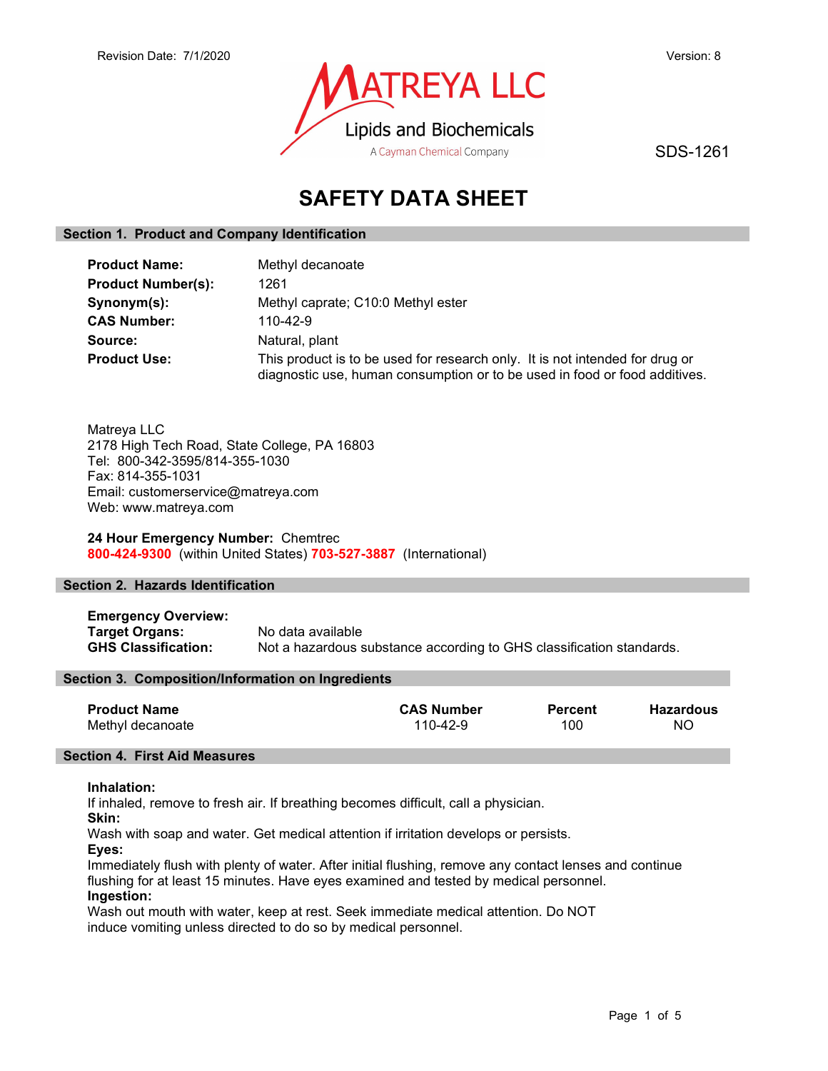Revision Date: 7/1/2020 | Version: 8

MATREYA LLC
Lipids and Biochemicals
A Cayman Chemical Company

SDS-1261

# SAFETY DATA SHEET

## Section 1. Product and Company Identification

**Product Name:** Methyl decanoate
**Product Number(s):** 1261
**Synonym(s):** Methyl caprate; C10:0 Methyl ester
**CAS Number:** 110-42-9
**Source:** Natural, plant
**Product Use:** This product is to be used for research only. It is not intended for drug or diagnostic use, human consumption or to be used in food or food additives.

Matreya LLC
2178 High Tech Road, State College, PA 16803
Tel: 800-342-3595/814-355-1030
Fax: 814-355-1031
Email: customerservice@matreya.com
Web: www.matreya.com

**24 Hour Emergency Number:** Chemtrec
**800-424-9300** (within United States) **703-527-3887** (International)

## Section 2. Hazards Identification

**Emergency Overview:**
**Target Organs:** No data available
**GHS Classification:** Not a hazardous substance according to GHS classification standards.

## Section 3. Composition/Information on Ingredients

| Product Name | CAS Number | Percent | Hazardous |
| --- | --- | --- | --- |
| Methyl decanoate | 110-42-9 | 100 | NO |

## Section 4. First Aid Measures

**Inhalation:**
If inhaled, remove to fresh air. If breathing becomes difficult, call a physician.
**Skin:**
Wash with soap and water. Get medical attention if irritation develops or persists.
**Eyes:**
Immediately flush with plenty of water. After initial flushing, remove any contact lenses and continue flushing for at least 15 minutes. Have eyes examined and tested by medical personnel.
**Ingestion:**
Wash out mouth with water, keep at rest. Seek immediate medical attention. Do NOT induce vomiting unless directed to do so by medical personnel.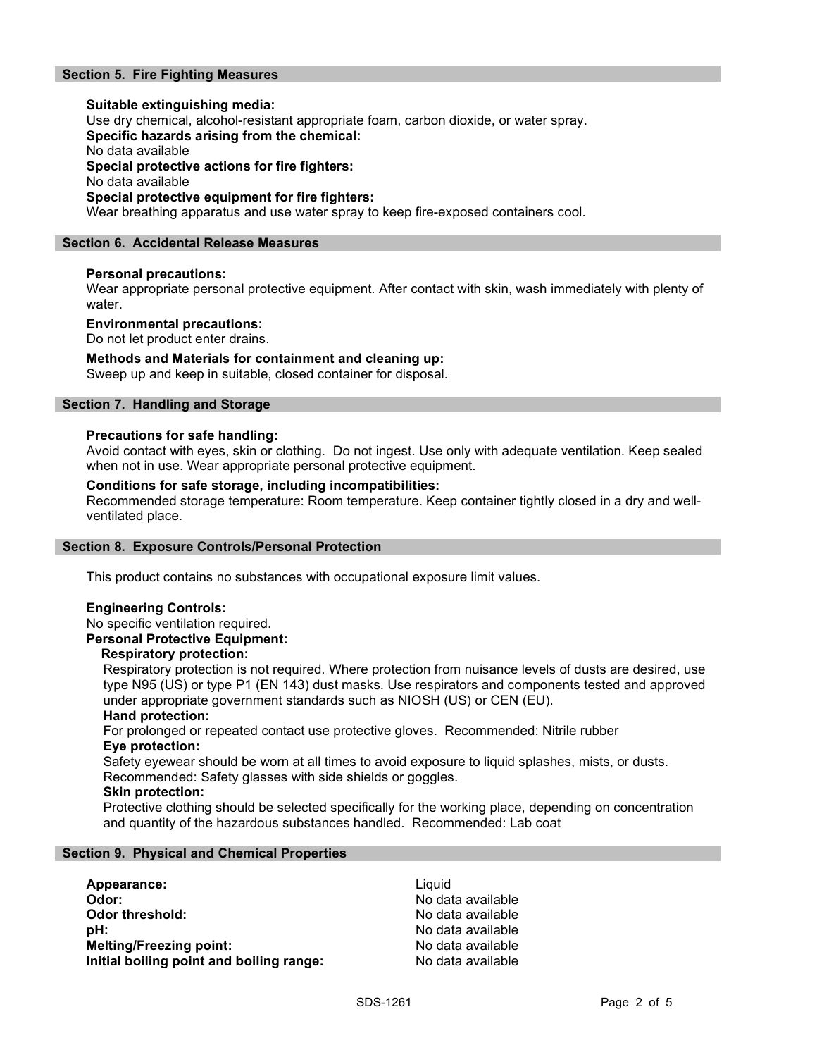## Section 5. Fire Fighting Measures

**Suitable extinguishing media:**
Use dry chemical, alcohol-resistant appropriate foam, carbon dioxide, or water spray.
**Specific hazards arising from the chemical:**
No data available
**Special protective actions for fire fighters:**
No data available
**Special protective equipment for fire fighters:**
Wear breathing apparatus and use water spray to keep fire-exposed containers cool.

## Section 6. Accidental Release Measures

**Personal precautions:**
Wear appropriate personal protective equipment. After contact with skin, wash immediately with plenty of water.

**Environmental precautions:**
Do not let product enter drains.

**Methods and Materials for containment and cleaning up:**
Sweep up and keep in suitable, closed container for disposal.

## Section 7. Handling and Storage

**Precautions for safe handling:**
Avoid contact with eyes, skin or clothing. Do not ingest. Use only with adequate ventilation. Keep sealed when not in use. Wear appropriate personal protective equipment.

**Conditions for safe storage, including incompatibilities:**
Recommended storage temperature: Room temperature. Keep container tightly closed in a dry and well-ventilated place.

## Section 8. Exposure Controls/Personal Protection

This product contains no substances with occupational exposure limit values.

**Engineering Controls:**
No specific ventilation required.
**Personal Protective Equipment:**
**Respiratory protection:**
Respiratory protection is not required. Where protection from nuisance levels of dusts are desired, use type N95 (US) or type P1 (EN 143) dust masks. Use respirators and components tested and approved under appropriate government standards such as NIOSH (US) or CEN (EU).
**Hand protection:**
For prolonged or repeated contact use protective gloves. Recommended: Nitrile rubber
**Eye protection:**
Safety eyewear should be worn at all times to avoid exposure to liquid splashes, mists, or dusts. Recommended: Safety glasses with side shields or goggles.
**Skin protection:**
Protective clothing should be selected specifically for the working place, depending on concentration and quantity of the hazardous substances handled. Recommended: Lab coat

## Section 9. Physical and Chemical Properties

| | |
|---|---|
| **Appearance:** | Liquid |
| **Odor:** | No data available |
| **Odor threshold:** | No data available |
| **pH:** | No data available |
| **Melting/Freezing point:** | No data available |
| **Initial boiling point and boiling range:** | No data available |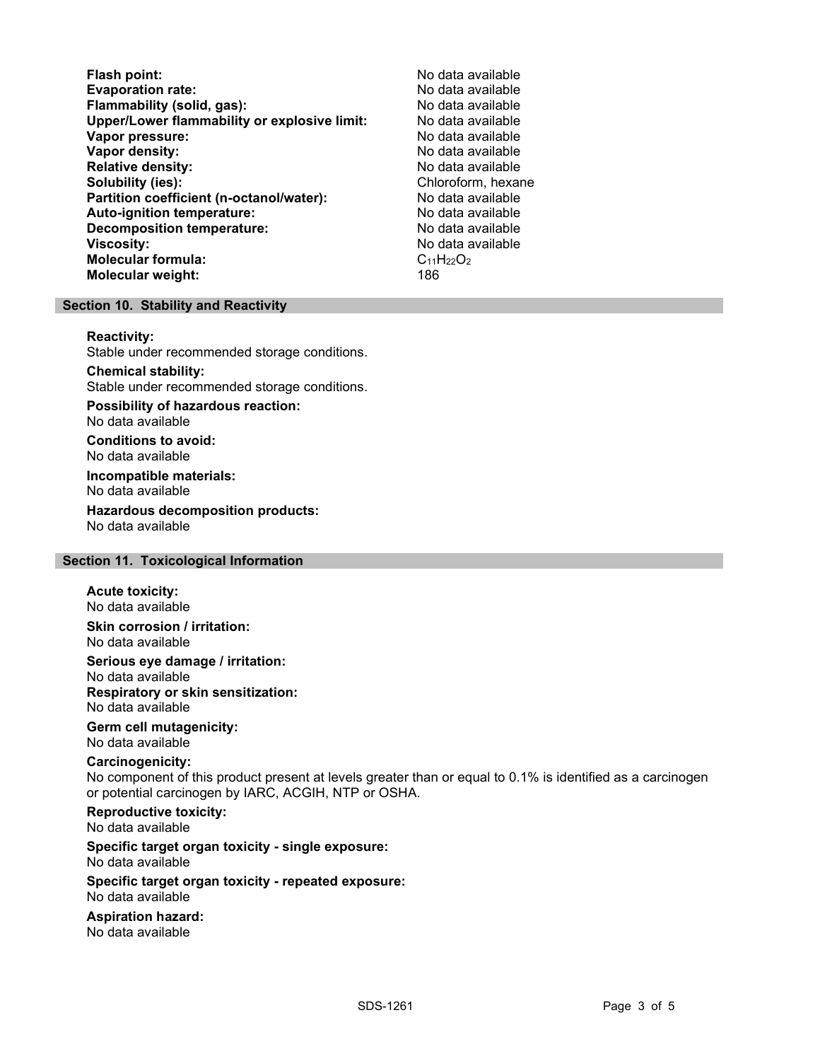| | |
|---|---|
| **Flash point:** | No data available |
| **Evaporation rate:** | No data available |
| **Flammability (solid, gas):** | No data available |
| **Upper/Lower flammability or explosive limit:** | No data available |
| **Vapor pressure:** | No data available |
| **Vapor density:** | No data available |
| **Relative density:** | No data available |
| **Solubility (ies):** | Chloroform, hexane |
| **Partition coefficient (n-octanol/water):** | No data available |
| **Auto-ignition temperature:** | No data available |
| **Decomposition temperature:** | No data available |
| **Viscosity:** | No data available |
| **Molecular formula:** | $C_{11}H_{22}O_2$ |
| **Molecular weight:** | 186 |

## Section 10. Stability and Reactivity

**Reactivity:**
Stable under recommended storage conditions.

**Chemical stability:**
Stable under recommended storage conditions.

**Possibility of hazardous reaction:**
No data available

**Conditions to avoid:**
No data available

**Incompatible materials:**
No data available

**Hazardous decomposition products:**
No data available

## Section 11. Toxicological Information

**Acute toxicity:**
No data available

**Skin corrosion / irritation:**
No data available

**Serious eye damage / irritation:**
No data available

**Respiratory or skin sensitization:**
No data available

**Germ cell mutagenicity:**
No data available

**Carcinogenicity:**
No component of this product present at levels greater than or equal to 0.1% is identified as a carcinogen or potential carcinogen by IARC, ACGIH, NTP or OSHA.

**Reproductive toxicity:**
No data available

**Specific target organ toxicity - single exposure:**
No data available

**Specific target organ toxicity - repeated exposure:**
No data available

**Aspiration hazard:**
No data available

SDS-1261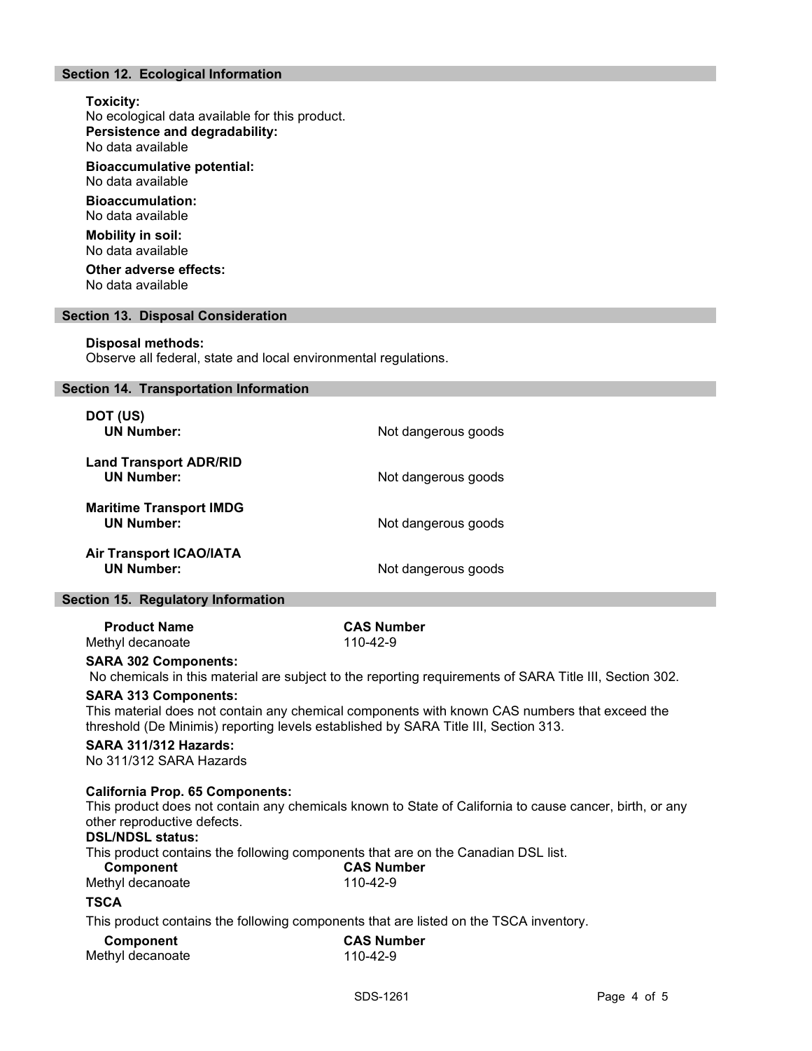## Section 12. Ecological Information

**Toxicity:**
No ecological data available for this product.

**Persistence and degradability:**
No data available

**Bioaccumulative potential:**
No data available

**Bioaccumulation:**
No data available

**Mobility in soil:**
No data available

**Other adverse effects:**
No data available

## Section 13. Disposal Consideration

**Disposal methods:**
Observe all federal, state and local environmental regulations.

## Section 14. Transportation Information

| | |
|---|---|
| **DOT (US)** | |
| **UN Number:** | Not dangerous goods |
| **Land Transport ADR/RID** | |
| **UN Number:** | Not dangerous goods |
| **Maritime Transport IMDG** | |
| **UN Number:** | Not dangerous goods |
| **Air Transport ICAO/IATA** | |
| **UN Number:** | Not dangerous goods |

## Section 15. Regulatory Information

| Product Name | CAS Number |
|---|---|
| Methyl decanoate | 110-42-9 |

**SARA 302 Components:**
No chemicals in this material are subject to the reporting requirements of SARA Title III, Section 302.

**SARA 313 Components:**
This material does not contain any chemical components with known CAS numbers that exceed the threshold (De Minimis) reporting levels established by SARA Title III, Section 313.

**SARA 311/312 Hazards:**
No 311/312 SARA Hazards

**California Prop. 65 Components:**
This product does not contain any chemicals known to State of California to cause cancer, birth, or any other reproductive defects.

**DSL/NDSL status:**
This product contains the following components that are on the Canadian DSL list.

| Component | CAS Number |
|---|---|
| Methyl decanoate | 110-42-9 |

**TSCA**

This product contains the following components that are listed on the TSCA inventory.

| Component | CAS Number |
|---|---|
| Methyl decanoate | 110-42-9 |

SDS-1261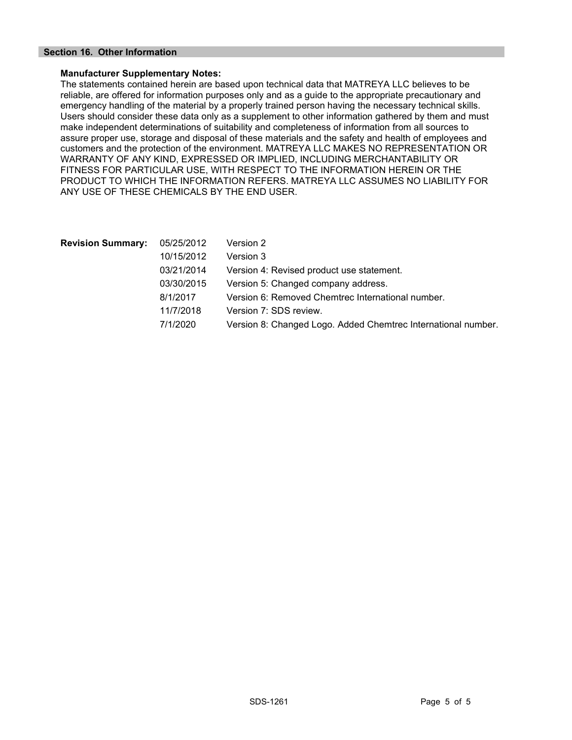## Section 16. Other Information

**Manufacturer Supplementary Notes:**

The statements contained herein are based upon technical data that MATREYA LLC believes to be reliable, are offered for information purposes only and as a guide to the appropriate precautionary and emergency handling of the material by a properly trained person having the necessary technical skills. Users should consider these data only as a supplement to other information gathered by them and must make independent determinations of suitability and completeness of information from all sources to assure proper use, storage and disposal of these materials and the safety and health of employees and customers and the protection of the environment. MATREYA LLC MAKES NO REPRESENTATION OR WARRANTY OF ANY KIND, EXPRESSED OR IMPLIED, INCLUDING MERCHANTABILITY OR FITNESS FOR PARTICULAR USE, WITH RESPECT TO THE INFORMATION HEREIN OR THE PRODUCT TO WHICH THE INFORMATION REFERS. MATREYA LLC ASSUMES NO LIABILITY FOR ANY USE OF THESE CHEMICALS BY THE END USER.

| | | |
|---|---|---|
| **Revision Summary:** | 05/25/2012 | Version 2 |
| | 10/15/2012 | Version 3 |
| | 03/21/2014 | Version 4: Revised product use statement. |
| | 03/30/2015 | Version 5: Changed company address. |
| | 8/1/2017 | Version 6: Removed Chemtrec International number. |
| | 11/7/2018 | Version 7: SDS review. |
| | 7/1/2020 | Version 8: Changed Logo. Added Chemtrec International number. |

SDS-1261